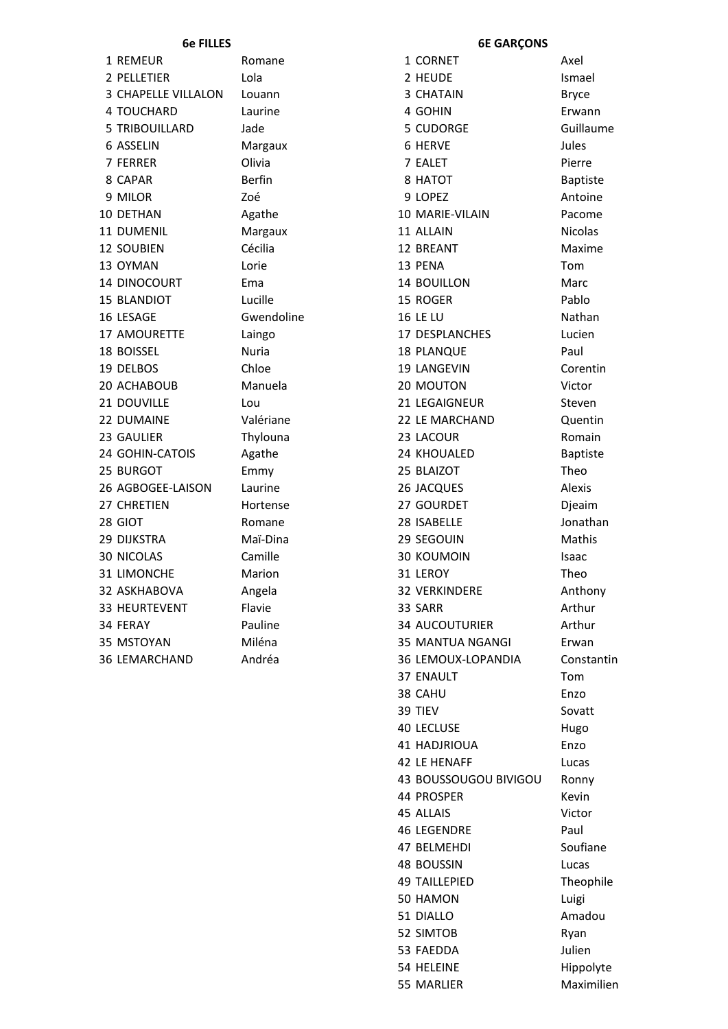**6e FILLES**

| | | |
|---|---|---|
| 1 | REMEUR | Romane |
| 2 | PELLETIER | Lola |
| 3 | CHAPELLE VILLALON | Louann |
| 4 | TOUCHARD | Laurine |
| 5 | TRIBOUILLARD | Jade |
| 6 | ASSELIN | Margaux |
| 7 | FERRER | Olivia |
| 8 | CAPAR | Berfin |
| 9 | MILOR | Zoé |
| 10 | DETHAN | Agathe |
| 11 | DUMENIL | Margaux |
| 12 | SOUBIEN | Cécilia |
| 13 | OYMAN | Lorie |
| 14 | DINOCOURT | Ema |
| 15 | BLANDIOT | Lucille |
| 16 | LESAGE | Gwendoline |
| 17 | AMOURETTE | Laingo |
| 18 | BOISSEL | Nuria |
| 19 | DELBOS | Chloe |
| 20 | ACHABOUB | Manuela |
| 21 | DOUVILLE | Lou |
| 22 | DUMAINE | Valériane |
| 23 | GAULIER | Thylouna |
| 24 | GOHIN-CATOIS | Agathe |
| 25 | BURGOT | Emmy |
| 26 | AGBOGEE-LAISON | Laurine |
| 27 | CHRETIEN | Hortense |
| 28 | GIOT | Romane |
| 29 | DIJKSTRA | Maï-Dina |
| 30 | NICOLAS | Camille |
| 31 | LIMONCHE | Marion |
| 32 | ASKHABOVA | Angela |
| 33 | HEURTEVENT | Flavie |
| 34 | FERAY | Pauline |
| 35 | MSTOYAN | Miléna |
| 36 | LEMARCHAND | Andréa |

**6E GARÇONS**

| | | |
|---|---|---|
| 1 | CORNET | Axel |
| 2 | HEUDE | Ismael |
| 3 | CHATAIN | Bryce |
| 4 | GOHIN | Erwann |
| 5 | CUDORGE | Guillaume |
| 6 | HERVE | Jules |
| 7 | EALET | Pierre |
| 8 | HATOT | Baptiste |
| 9 | LOPEZ | Antoine |
| 10 | MARIE-VILAIN | Pacome |
| 11 | ALLAIN | Nicolas |
| 12 | BREANT | Maxime |
| 13 | PENA | Tom |
| 14 | BOUILLON | Marc |
| 15 | ROGER | Pablo |
| 16 | LE LU | Nathan |
| 17 | DESPLANCHES | Lucien |
| 18 | PLANQUE | Paul |
| 19 | LANGEVIN | Corentin |
| 20 | MOUTON | Victor |
| 21 | LEGAIGNEUR | Steven |
| 22 | LE MARCHAND | Quentin |
| 23 | LACOUR | Romain |
| 24 | KHOUALED | Baptiste |
| 25 | BLAIZOT | Theo |
| 26 | JACQUES | Alexis |
| 27 | GOURDET | Djeaim |
| 28 | ISABELLE | Jonathan |
| 29 | SEGOUIN | Mathis |
| 30 | KOUMOIN | Isaac |
| 31 | LEROY | Theo |
| 32 | VERKINDERE | Anthony |
| 33 | SARR | Arthur |
| 34 | AUCOUTURIER | Arthur |
| 35 | MANTUA NGANGI | Erwan |
| 36 | LEMOUX-LOPANDIA | Constantin |
| 37 | ENAULT | Tom |
| 38 | CAHU | Enzo |
| 39 | TIEV | Sovatt |
| 40 | LECLUSE | Hugo |
| 41 | HADJRIOUA | Enzo |
| 42 | LE HENAFF | Lucas |
| 43 | BOUSSOUGOU BIVIGOU | Ronny |
| 44 | PROSPER | Kevin |
| 45 | ALLAIS | Victor |
| 46 | LEGENDRE | Paul |
| 47 | BELMEHDI | Soufiane |
| 48 | BOUSSIN | Lucas |
| 49 | TAILLEPIED | Theophile |
| 50 | HAMON | Luigi |
| 51 | DIALLO | Amadou |
| 52 | SIMTOB | Ryan |
| 53 | FAEDDA | Julien |
| 54 | HELEINE | Hippolyte |
| 55 | MARLIER | Maximilien |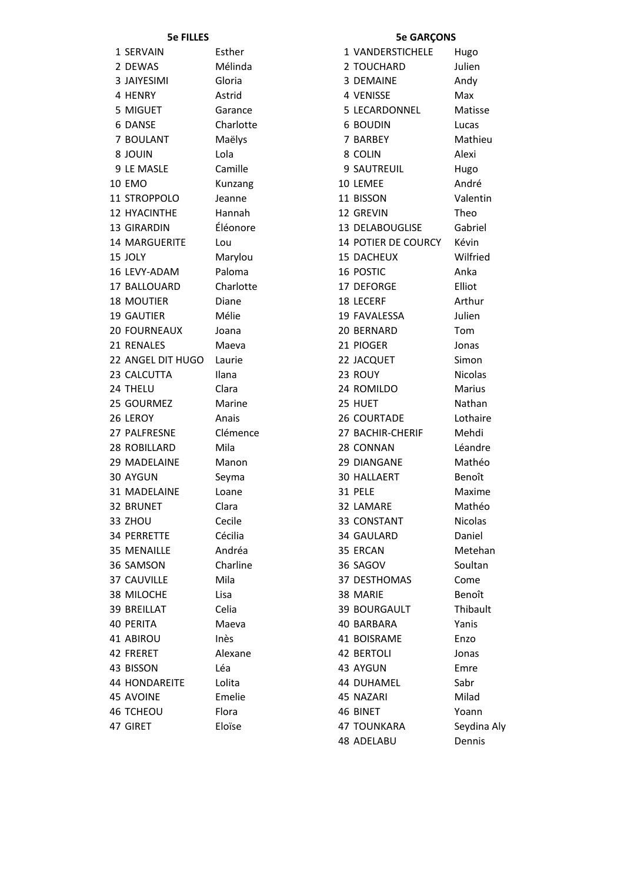**5e FILLES**

| | | |
|---|---|---|
| 1 | SERVAIN | Esther |
| 2 | DEWAS | Mélinda |
| 3 | JAIYESIMI | Gloria |
| 4 | HENRY | Astrid |
| 5 | MIGUET | Garance |
| 6 | DANSE | Charlotte |
| 7 | BOULANT | Maëlys |
| 8 | JOUIN | Lola |
| 9 | LE MASLE | Camille |
| 10 | EMO | Kunzang |
| 11 | STROPPOLO | Jeanne |
| 12 | HYACINTHE | Hannah |
| 13 | GIRARDIN | Éléonore |
| 14 | MARGUERITE | Lou |
| 15 | JOLY | Marylou |
| 16 | LEVY-ADAM | Paloma |
| 17 | BALLOUARD | Charlotte |
| 18 | MOUTIER | Diane |
| 19 | GAUTIER | Mélie |
| 20 | FOURNEAUX | Joana |
| 21 | RENALES | Maeva |
| 22 | ANGEL DIT HUGO | Laurie |
| 23 | CALCUTTA | Ilana |
| 24 | THELU | Clara |
| 25 | GOURMEZ | Marine |
| 26 | LEROY | Anais |
| 27 | PALFRESNE | Clémence |
| 28 | ROBILLARD | Mila |
| 29 | MADELAINE | Manon |
| 30 | AYGUN | Seyma |
| 31 | MADELAINE | Loane |
| 32 | BRUNET | Clara |
| 33 | ZHOU | Cecile |
| 34 | PERRETTE | Cécilia |
| 35 | MENAILLE | Andréa |
| 36 | SAMSON | Charline |
| 37 | CAUVILLE | Mila |
| 38 | MILOCHE | Lisa |
| 39 | BREILLAT | Celia |
| 40 | PERITA | Maeva |
| 41 | ABIROU | Inès |
| 42 | FRERET | Alexane |
| 43 | BISSON | Léa |
| 44 | HONDAREITE | Lolita |
| 45 | AVOINE | Emelie |
| 46 | TCHEOU | Flora |
| 47 | GIRET | Eloïse |

**5e GARÇONS**

| | | |
|---|---|---|
| 1 | VANDERSTICHELE | Hugo |
| 2 | TOUCHARD | Julien |
| 3 | DEMAINE | Andy |
| 4 | VENISSE | Max |
| 5 | LECARDONNEL | Matisse |
| 6 | BOUDIN | Lucas |
| 7 | BARBEY | Mathieu |
| 8 | COLIN | Alexi |
| 9 | SAUTREUIL | Hugo |
| 10 | LEMEE | André |
| 11 | BISSON | Valentin |
| 12 | GREVIN | Theo |
| 13 | DELABOUGLISE | Gabriel |
| 14 | POTIER DE COURCY | Kévin |
| 15 | DACHEUX | Wilfried |
| 16 | POSTIC | Anka |
| 17 | DEFORGE | Elliot |
| 18 | LECERF | Arthur |
| 19 | FAVALESSA | Julien |
| 20 | BERNARD | Tom |
| 21 | PIOGER | Jonas |
| 22 | JACQUET | Simon |
| 23 | ROUY | Nicolas |
| 24 | ROMILDO | Marius |
| 25 | HUET | Nathan |
| 26 | COURTADE | Lothaire |
| 27 | BACHIR-CHERIF | Mehdi |
| 28 | CONNAN | Léandre |
| 29 | DIANGANE | Mathéo |
| 30 | HALLAERT | Benoît |
| 31 | PELE | Maxime |
| 32 | LAMARE | Mathéo |
| 33 | CONSTANT | Nicolas |
| 34 | GAULARD | Daniel |
| 35 | ERCAN | Metehan |
| 36 | SAGOV | Soultan |
| 37 | DESTHOMAS | Come |
| 38 | MARIE | Benoît |
| 39 | BOURGAULT | Thibault |
| 40 | BARBARA | Yanis |
| 41 | BOISRAME | Enzo |
| 42 | BERTOLI | Jonas |
| 43 | AYGUN | Emre |
| 44 | DUHAMEL | Sabr |
| 45 | NAZARI | Milad |
| 46 | BINET | Yoann |
| 47 | TOUNKARA | Seydina Aly |
| 48 | ADELABU | Dennis |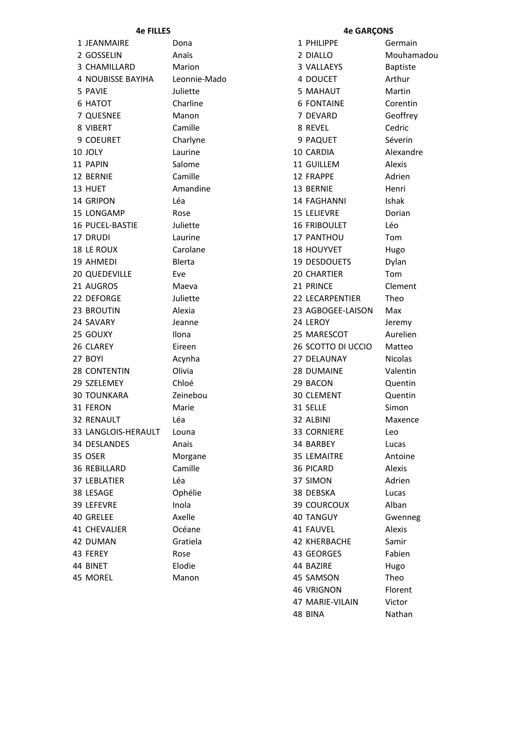**4e FILLES**

| | | |
|---|---|---|
| 1 | JEANMAIRE | Dona |
| 2 | GOSSELIN | Anaïs |
| 3 | CHAMILLARD | Marion |
| 4 | NOUBISSE BAYIHA | Leonnie-Mado |
| 5 | PAVIE | Juliette |
| 6 | HATOT | Charline |
| 7 | QUESNEE | Manon |
| 8 | VIBERT | Camille |
| 9 | COEURET | Charlyne |
| 10 | JOLY | Laurine |
| 11 | PAPIN | Salome |
| 12 | BERNIE | Camille |
| 13 | HUET | Amandine |
| 14 | GRIPON | Léa |
| 15 | LONGAMP | Rose |
| 16 | PUCEL-BASTIE | Juliette |
| 17 | DRUDI | Laurine |
| 18 | LE ROUX | Carolane |
| 19 | AHMEDI | Blerta |
| 20 | QUEDEVILLE | Eve |
| 21 | AUGROS | Maeva |
| 22 | DEFORGE | Juliette |
| 23 | BROUTIN | Alexia |
| 24 | SAVARY | Jeanne |
| 25 | GOUXY | Ilona |
| 26 | CLAREY | Eireen |
| 27 | BOYI | Acynha |
| 28 | CONTENTIN | Olivia |
| 29 | SZELEMEY | Chloé |
| 30 | TOUNKARA | Zeinebou |
| 31 | FERON | Marie |
| 32 | RENAULT | Léa |
| 33 | LANGLOIS-HERAULT | Louna |
| 34 | DESLANDES | Anais |
| 35 | OSER | Morgane |
| 36 | REBILLARD | Camille |
| 37 | LEBLATIER | Léa |
| 38 | LESAGE | Ophélie |
| 39 | LEFEVRE | Inola |
| 40 | GRELEE | Axelle |
| 41 | CHEVALIER | Océane |
| 42 | DUMAN | Gratiela |
| 43 | FEREY | Rose |
| 44 | BINET | Elodie |
| 45 | MOREL | Manon |

**4e GARÇONS**

| | | |
|---|---|---|
| 1 | PHILIPPE | Germain |
| 2 | DIALLO | Mouhamadou |
| 3 | VALLAEYS | Baptiste |
| 4 | DOUCET | Arthur |
| 5 | MAHAUT | Martin |
| 6 | FONTAINE | Corentin |
| 7 | DEVARD | Geoffrey |
| 8 | REVEL | Cedric |
| 9 | PAQUET | Séverin |
| 10 | CARDIA | Alexandre |
| 11 | GUILLEM | Alexis |
| 12 | FRAPPE | Adrien |
| 13 | BERNIE | Henri |
| 14 | FAGHANNI | Ishak |
| 15 | LELIEVRE | Dorian |
| 16 | FRIBOULET | Léo |
| 17 | PANTHOU | Tom |
| 18 | HOUYVET | Hugo |
| 19 | DESDOUETS | Dylan |
| 20 | CHARTIER | Tom |
| 21 | PRINCE | Clement |
| 22 | LECARPENTIER | Theo |
| 23 | AGBOGEE-LAISON | Max |
| 24 | LEROY | Jeremy |
| 25 | MARESCOT | Aurelien |
| 26 | SCOTTO DI UCCIO | Matteo |
| 27 | DELAUNAY | Nicolas |
| 28 | DUMAINE | Valentin |
| 29 | BACON | Quentin |
| 30 | CLEMENT | Quentin |
| 31 | SELLE | Simon |
| 32 | ALBINI | Maxence |
| 33 | CORNIERE | Leo |
| 34 | BARBEY | Lucas |
| 35 | LEMAITRE | Antoine |
| 36 | PICARD | Alexis |
| 37 | SIMON | Adrien |
| 38 | DEBSKA | Lucas |
| 39 | COURCOUX | Alban |
| 40 | TANGUY | Gwenneg |
| 41 | FAUVEL | Alexis |
| 42 | KHERBACHE | Samir |
| 43 | GEORGES | Fabien |
| 44 | BAZIRE | Hugo |
| 45 | SAMSON | Theo |
| 46 | VRIGNON | Florent |
| 47 | MARIE-VILAIN | Victor |
| 48 | BINA | Nathan |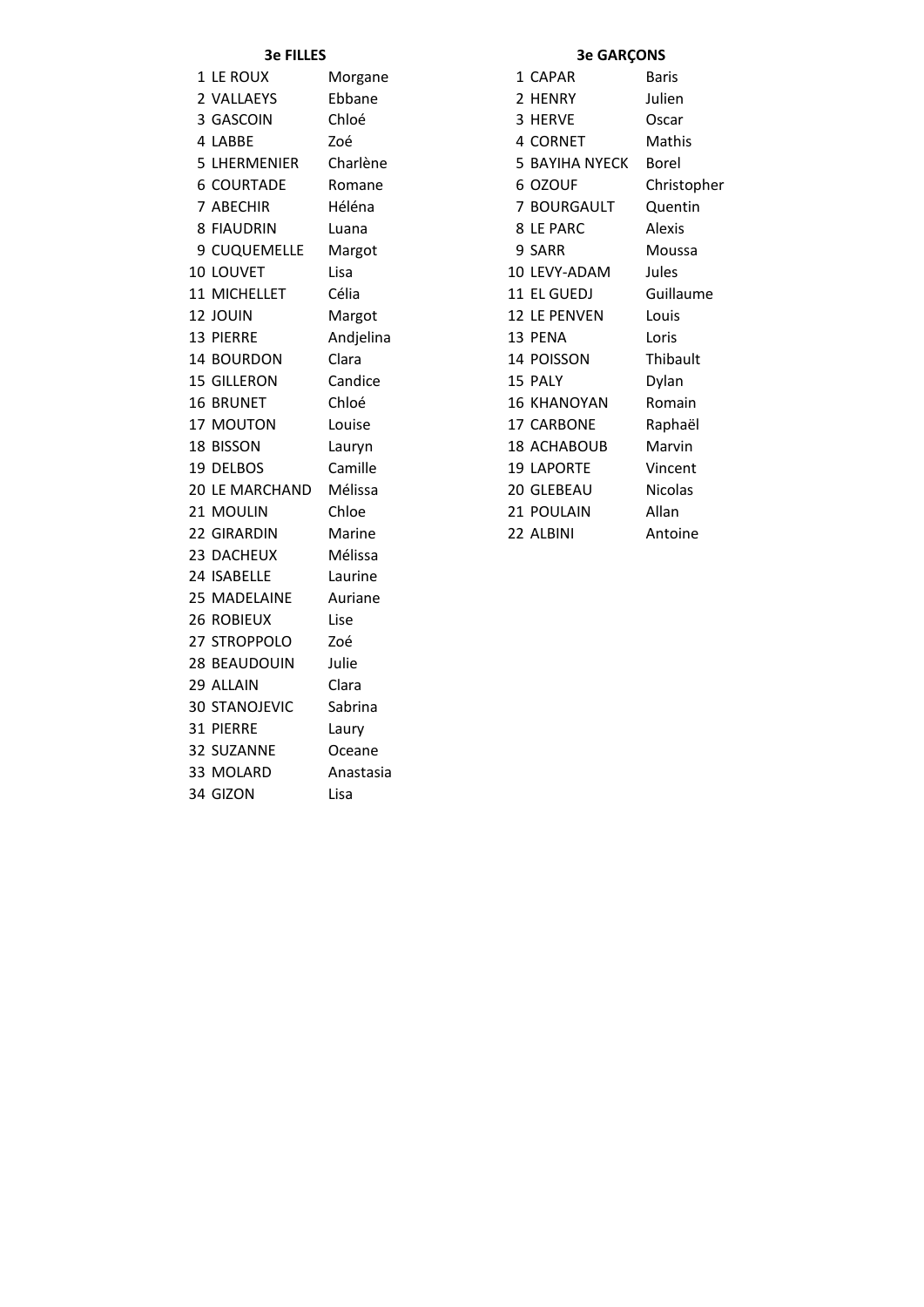**3e FILLES**

| | | |
|---|---|---|
| 1 | LE ROUX | Morgane |
| 2 | VALLAEYS | Ebbane |
| 3 | GASCOIN | Chloé |
| 4 | LABBE | Zoé |
| 5 | LHERMENIER | Charlène |
| 6 | COURTADE | Romane |
| 7 | ABECHIR | Héléna |
| 8 | FIAUDRIN | Luana |
| 9 | CUQUEMELLE | Margot |
| 10 | LOUVET | Lisa |
| 11 | MICHELLET | Célia |
| 12 | JOUIN | Margot |
| 13 | PIERRE | Andjelina |
| 14 | BOURDON | Clara |
| 15 | GILLERON | Candice |
| 16 | BRUNET | Chloé |
| 17 | MOUTON | Louise |
| 18 | BISSON | Lauryn |
| 19 | DELBOS | Camille |
| 20 | LE MARCHAND | Mélissa |
| 21 | MOULIN | Chloe |
| 22 | GIRARDIN | Marine |
| 23 | DACHEUX | Mélissa |
| 24 | ISABELLE | Laurine |
| 25 | MADELAINE | Auriane |
| 26 | ROBIEUX | Lise |
| 27 | STROPPOLO | Zoé |
| 28 | BEAUDOUIN | Julie |
| 29 | ALLAIN | Clara |
| 30 | STANOJEVIC | Sabrina |
| 31 | PIERRE | Laury |
| 32 | SUZANNE | Oceane |
| 33 | MOLARD | Anastasia |
| 34 | GIZON | Lisa |

**3e GARÇONS**

| | | |
|---|---|---|
| 1 | CAPAR | Baris |
| 2 | HENRY | Julien |
| 3 | HERVE | Oscar |
| 4 | CORNET | Mathis |
| 5 | BAYIHA NYECK | Borel |
| 6 | OZOUF | Christopher |
| 7 | BOURGAULT | Quentin |
| 8 | LE PARC | Alexis |
| 9 | SARR | Moussa |
| 10 | LEVY-ADAM | Jules |
| 11 | EL GUEDJ | Guillaume |
| 12 | LE PENVEN | Louis |
| 13 | PENA | Loris |
| 14 | POISSON | Thibault |
| 15 | PALY | Dylan |
| 16 | KHANOYAN | Romain |
| 17 | CARBONE | Raphaël |
| 18 | ACHABOUB | Marvin |
| 19 | LAPORTE | Vincent |
| 20 | GLEBEAU | Nicolas |
| 21 | POULAIN | Allan |
| 22 | ALBINI | Antoine |